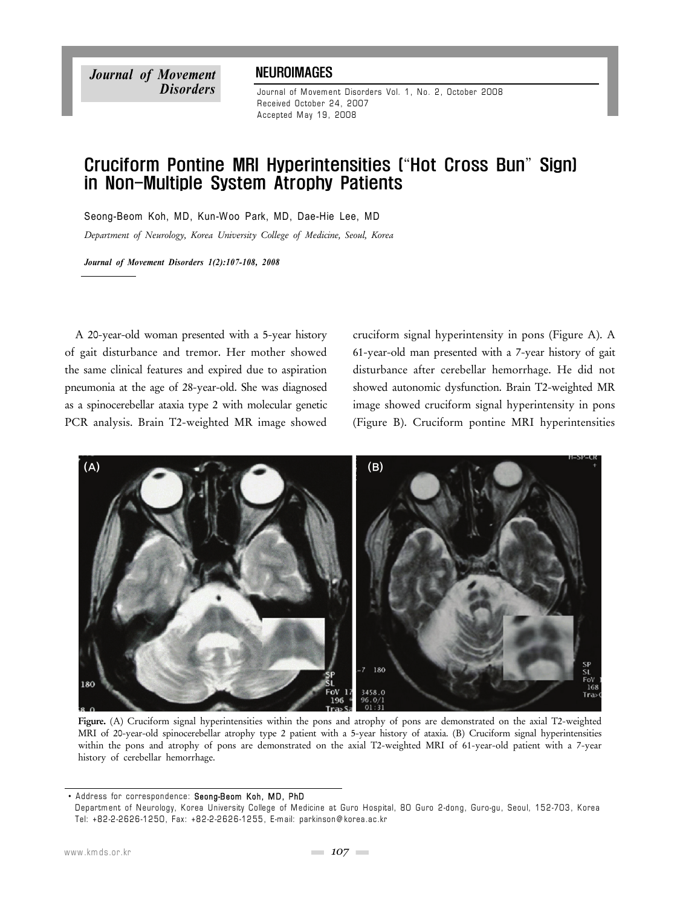NEUROIMAGES

Received October 24, 2007
Accepted May 19, 2008

# Cruciform Pontine MRI Hyperintensities ("Hot Cross Bun" Sign) in Non-Multiple System Atrophy Patients

Seong-Beom Koh, MD, Kun-Woo Park, MD, Dae-Hie Lee, MD

*Department of Neurology, Korea University College of Medicine, Seoul, Korea*

***Journal of Movement Disorders 1(2):107-108, 2008***

A 20-year-old woman presented with a 5-year history of gait disturbance and tremor. Her mother showed the same clinical features and expired due to aspiration pneumonia at the age of 28-year-old. She was diagnosed as a spinocerebellar ataxia type 2 with molecular genetic PCR analysis. Brain T2-weighted MR image showed cruciform signal hyperintensity in pons (Figure A). A 61-year-old man presented with a 7-year history of gait disturbance after cerebellar hemorrhage. He did not showed autonomic dysfunction. Brain T2-weighted MR image showed cruciform signal hyperintensity in pons (Figure B). Cruciform pontine MRI hyperintensities

**Figure.** (A) Cruciform signal hyperintensities within the pons and atrophy of pons are demonstrated on the axial T2-weighted MRI of 20-year-old spinocerebellar atrophy type 2 patient with a 5-year history of ataxia. (B) Cruciform signal hyperintensities within the pons and atrophy of pons are demonstrated on the axial T2-weighted MRI of 61-year-old patient with a 7-year history of cerebellar hemorrhage.

• Address for correspondence: **Seong-Beom Koh, MD, PhD**
Department of Neurology, Korea University College of Medicine at Guro Hospital, 80 Guro 2-dong, Guro-gu, Seoul, 152-703, Korea
Tel: +82-2-2626-1250, Fax: +82-2-2626-1255, E-mail: parkinson@korea.ac.kr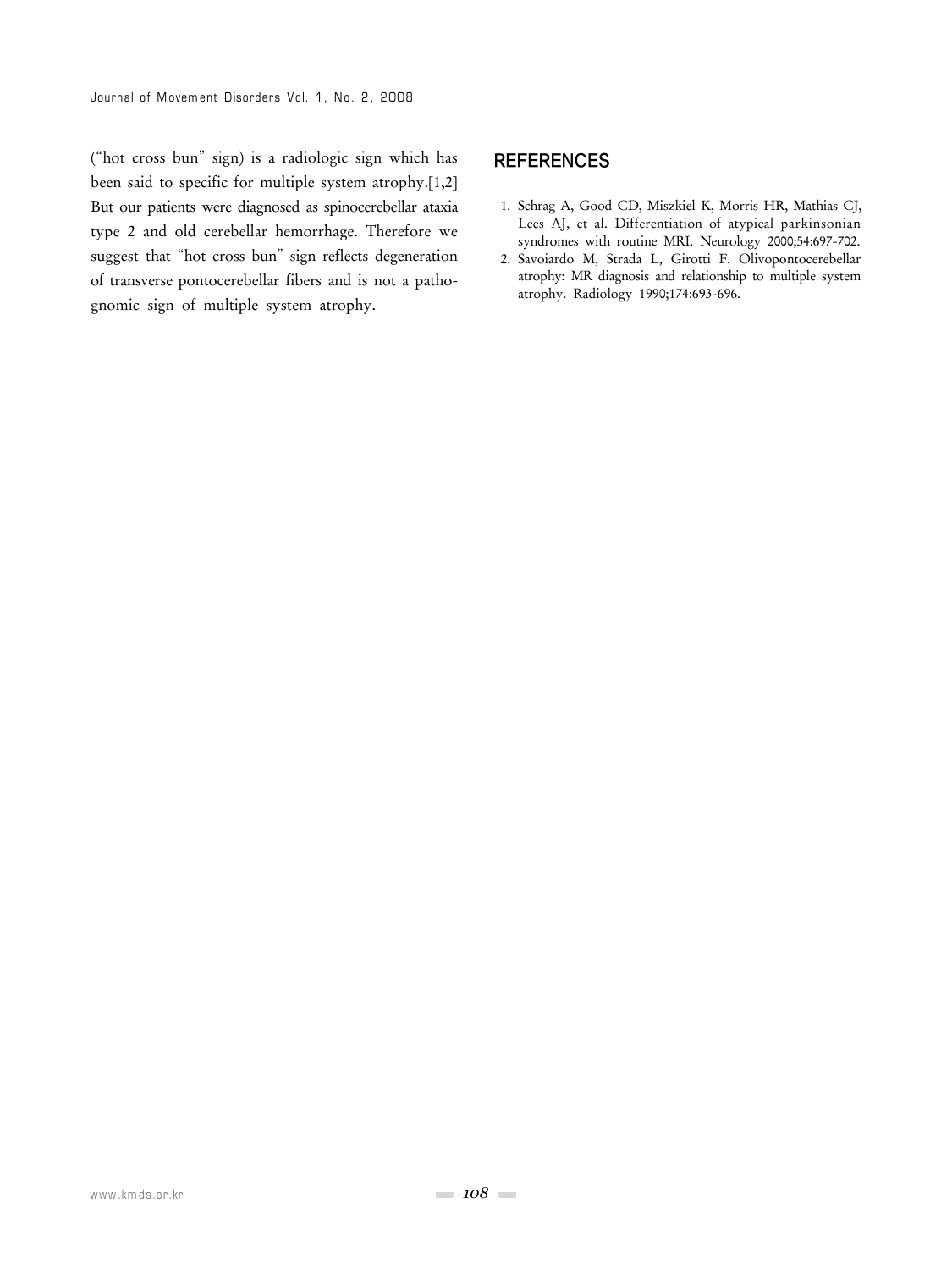("hot cross bun" sign) is a radiologic sign which has been said to specific for multiple system atrophy.[1,2] But our patients were diagnosed as spinocerebellar ataxia type 2 and old cerebellar hemorrhage. Therefore we suggest that "hot cross bun" sign reflects degeneration of transverse pontocerebellar fibers and is not a pathognomic sign of multiple system atrophy.

## REFERENCES

1. Schrag A, Good CD, Miszkiel K, Morris HR, Mathias CJ, Lees AJ, et al. Differentiation of atypical parkinsonian syndromes with routine MRI. Neurology 2000;54:697-702.
2. Savoiardo M, Strada L, Girotti F. Olivopontocerebellar atrophy: MR diagnosis and relationship to multiple system atrophy. Radiology 1990;174:693-696.